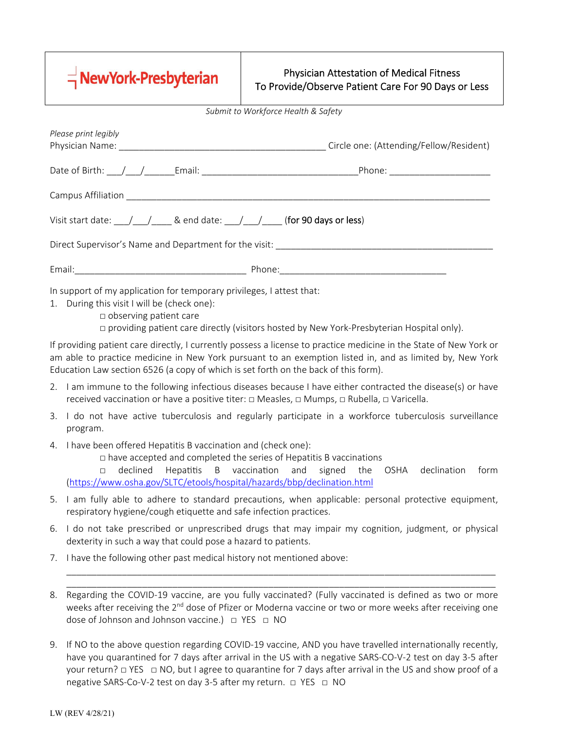| NewYork-Presbyterian | Physician Attestation of Medical Fitness To Provide/Observe Patient Care For 90 Days or Less |
| --- | --- |

*Submit to Workforce Health & Safety*

*Please print legibly*

Physician Name: ________________________________________ Circle one: (Attending/Fellow/Resident)

Date of Birth: ___/___/______Email: ______________________________Phone: ___________________

Campus Affiliation ________________________________________________________________________

Visit start date: ___/___/____ & end date: ___/___/____ (for 90 days or less)

Direct Supervisor's Name and Department for the visit: ________________________________________

Email:_________________________________ Phone:________________________________

In support of my application for temporary privileges, I attest that:

1. During this visit I will be (check one):
   - □ observing patient care
   - □ providing patient care directly (visitors hosted by New York-Presbyterian Hospital only).

If providing patient care directly, I currently possess a license to practice medicine in the State of New York or am able to practice medicine in New York pursuant to an exemption listed in, and as limited by, New York Education Law section 6526 (a copy of which is set forth on the back of this form).

2. I am immune to the following infectious diseases because I have either contracted the disease(s) or have received vaccination or have a positive titer: □ Measles, □ Mumps, □ Rubella, □ Varicella.
3. I do not have active tuberculosis and regularly participate in a workforce tuberculosis surveillance program.
4. I have been offered Hepatitis B vaccination and (check one):
   - □ have accepted and completed the series of Hepatitis B vaccinations
   - □ declined Hepatitis B vaccination and signed the OSHA declination form (https://www.osha.gov/SLTC/etools/hospital/hazards/bbp/declination.html
5. I am fully able to adhere to standard precautions, when applicable: personal protective equipment, respiratory hygiene/cough etiquette and safe infection practices.
6. I do not take prescribed or unprescribed drugs that may impair my cognition, judgment, or physical dexterity in such a way that could pose a hazard to patients.
7. I have the following other past medical history not mentioned above:

   ________________________________________________________________________________

   ________________________________________________________________________________
8. Regarding the COVID-19 vaccine, are you fully vaccinated? (Fully vaccinated is defined as two or more weeks after receiving the 2nd dose of Pfizer or Moderna vaccine or two or more weeks after receiving one dose of Johnson and Johnson vaccine.) □ YES □ NO
9. If NO to the above question regarding COVID-19 vaccine, AND you have travelled internationally recently, have you quarantined for 7 days after arrival in the US with a negative SARS-CO-V-2 test on day 3-5 after your return? □ YES □ NO, but I agree to quarantine for 7 days after arrival in the US and show proof of a negative SARS-Co-V-2 test on day 3-5 after my return. □ YES □ NO

LW (REV 4/28/21)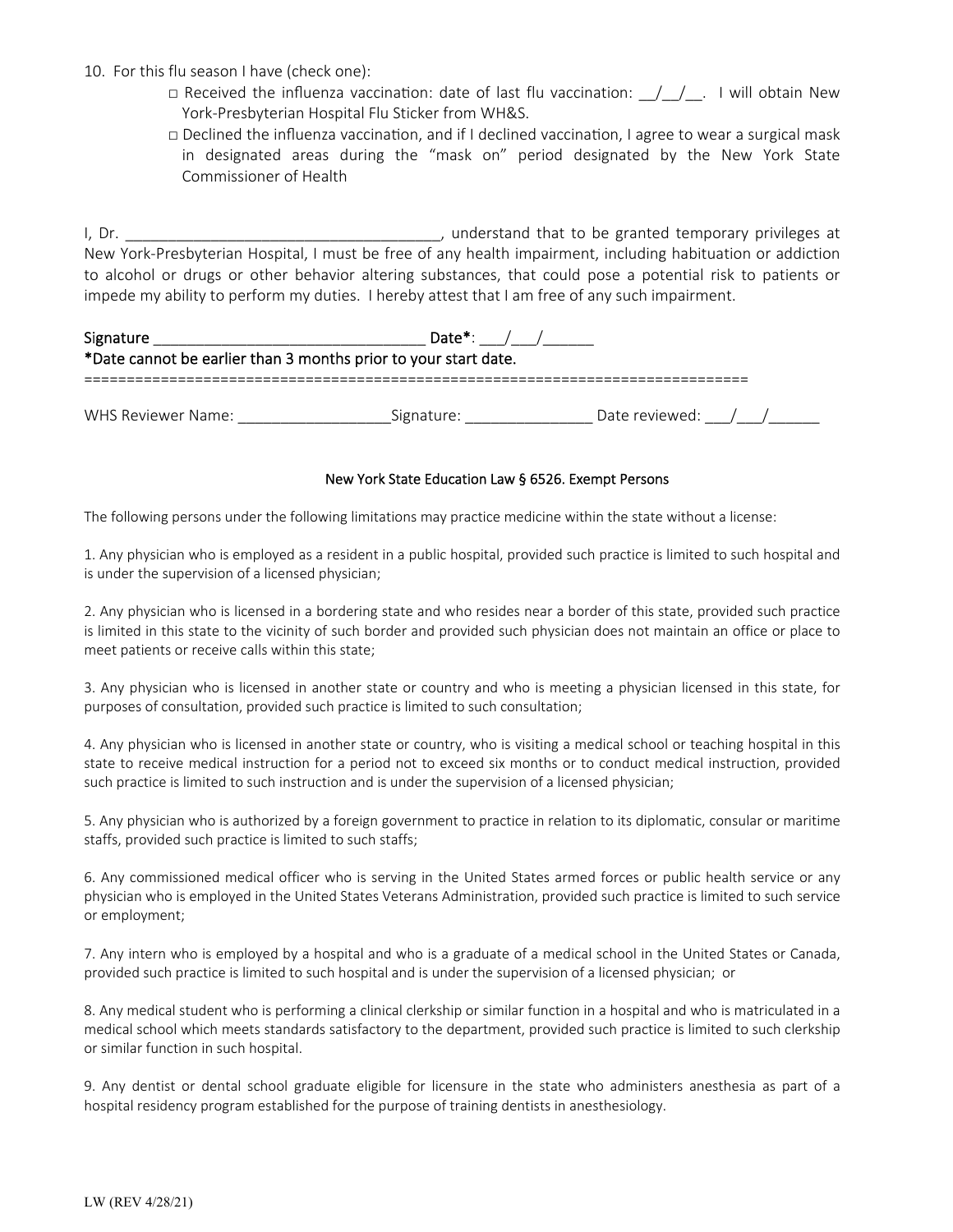10. For this flu season I have (check one):
    - □ Received the influenza vaccination: date of last flu vaccination: __/__/__. I will obtain New York-Presbyterian Hospital Flu Sticker from WH&S.
    - □ Declined the influenza vaccination, and if I declined vaccination, I agree to wear a surgical mask in designated areas during the "mask on" period designated by the New York State Commissioner of Health

I, Dr. ______________________________________, understand that to be granted temporary privileges at New York-Presbyterian Hospital, I must be free of any health impairment, including habituation or addiction to alcohol or drugs or other behavior altering substances, that could pose a potential risk to patients or impede my ability to perform my duties. I hereby attest that I am free of any such impairment.

**Signature** ________________________________ **Date***: ___/___/______

***Date cannot be earlier than 3 months prior to your start date.**

============================================================================

WHS Reviewer Name: __________________Signature: _______________ Date reviewed: ___/___/______

### New York State Education Law § 6526. Exempt Persons

The following persons under the following limitations may practice medicine within the state without a license:

1. Any physician who is employed as a resident in a public hospital, provided such practice is limited to such hospital and is under the supervision of a licensed physician;

2. Any physician who is licensed in a bordering state and who resides near a border of this state, provided such practice is limited in this state to the vicinity of such border and provided such physician does not maintain an office or place to meet patients or receive calls within this state;

3. Any physician who is licensed in another state or country and who is meeting a physician licensed in this state, for purposes of consultation, provided such practice is limited to such consultation;

4. Any physician who is licensed in another state or country, who is visiting a medical school or teaching hospital in this state to receive medical instruction for a period not to exceed six months or to conduct medical instruction, provided such practice is limited to such instruction and is under the supervision of a licensed physician;

5. Any physician who is authorized by a foreign government to practice in relation to its diplomatic, consular or maritime staffs, provided such practice is limited to such staffs;

6. Any commissioned medical officer who is serving in the United States armed forces or public health service or any physician who is employed in the United States Veterans Administration, provided such practice is limited to such service or employment;

7. Any intern who is employed by a hospital and who is a graduate of a medical school in the United States or Canada, provided such practice is limited to such hospital and is under the supervision of a licensed physician; or

8. Any medical student who is performing a clinical clerkship or similar function in a hospital and who is matriculated in a medical school which meets standards satisfactory to the department, provided such practice is limited to such clerkship or similar function in such hospital.

9. Any dentist or dental school graduate eligible for licensure in the state who administers anesthesia as part of a hospital residency program established for the purpose of training dentists in anesthesiology.

LW (REV 4/28/21)